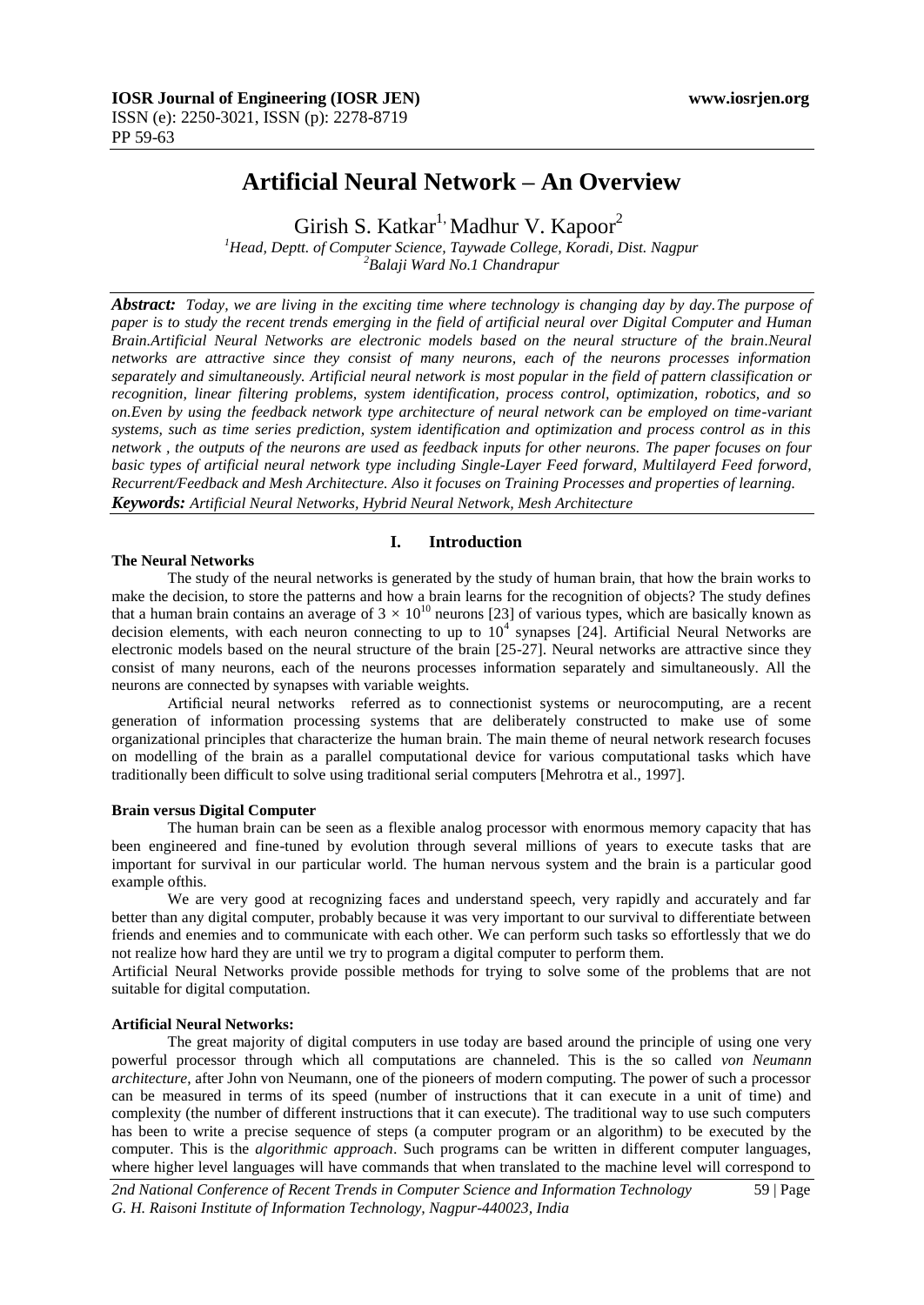# Artificial Neural Network – An Overview

Girish S. Katkar[1], Madhur V. Kapoor[2]

[1]Head, Deptt. of Computer Science, Taywade College, Koradi, Dist. Nagpur
[2]Balaji Ward No.1 Chandrapur

***Abstract:*** *Today, we are living in the exciting time where technology is changing day by day.The purpose of paper is to study the recent trends emerging in the field of artificial neural over Digital Computer and Human Brain.Artificial Neural Networks are electronic models based on the neural structure of the brain.Neural networks are attractive since they consist of many neurons, each of the neurons processes information separately and simultaneously. Artificial neural network is most popular in the field of pattern classification or recognition, linear filtering problems, system identification, process control, optimization, robotics, and so on.Even by using the feedback network type architecture of neural network can be employed on time-variant systems, such as time series prediction, system identification and optimization and process control as in this network , the outputs of the neurons are used as feedback inputs for other neurons. The paper focuses on four basic types of artificial neural network type including Single-Layer Feed forward, Multilayerd Feed forword, Recurrent/Feedback and Mesh Architecture. Also it focuses on Training Processes and properties of learning.*

***Keywords:*** *Artificial Neural Networks, Hybrid Neural Network, Mesh Architecture*

## I. Introduction

**The Neural Networks**

The study of the neural networks is generated by the study of human brain, that how the brain works to make the decision, to store the patterns and how a brain learns for the recognition of objects? The study defines that a human brain contains an average of $3 \times 10^{10}$ neurons [23] of various types, which are basically known as decision elements, with each neuron connecting to up to $10^4$ synapses [24]. Artificial Neural Networks are electronic models based on the neural structure of the brain [25-27]. Neural networks are attractive since they consist of many neurons, each of the neurons processes information separately and simultaneously. All the neurons are connected by synapses with variable weights.

Artificial neural networks referred as to connectionist systems or neurocomputing, are a recent generation of information processing systems that are deliberately constructed to make use of some organizational principles that characterize the human brain. The main theme of neural network research focuses on modelling of the brain as a parallel computational device for various computational tasks which have traditionally been difficult to solve using traditional serial computers [Mehrotra et al., 1997].

**Brain versus Digital Computer**

The human brain can be seen as a flexible analog processor with enormous memory capacity that has been engineered and fine-tuned by evolution through several millions of years to execute tasks that are important for survival in our particular world. The human nervous system and the brain is a particular good example ofthis.

We are very good at recognizing faces and understand speech, very rapidly and accurately and far better than any digital computer, probably because it was very important to our survival to differentiate between friends and enemies and to communicate with each other. We can perform such tasks so effortlessly that we do not realize how hard they are until we try to program a digital computer to perform them.

Artificial Neural Networks provide possible methods for trying to solve some of the problems that are not suitable for digital computation.

**Artificial Neural Networks:**

The great majority of digital computers in use today are based around the principle of using one very powerful processor through which all computations are channeled. This is the so called *von Neumann architecture*, after John von Neumann, one of the pioneers of modern computing. The power of such a processor can be measured in terms of its speed (number of instructions that it can execute in a unit of time) and complexity (the number of different instructions that it can execute). The traditional way to use such computers has been to write a precise sequence of steps (a computer program or an algorithm) to be executed by the computer. This is the *algorithmic approach*. Such programs can be written in different computer languages, where higher level languages will have commands that when translated to the machine level will correspond to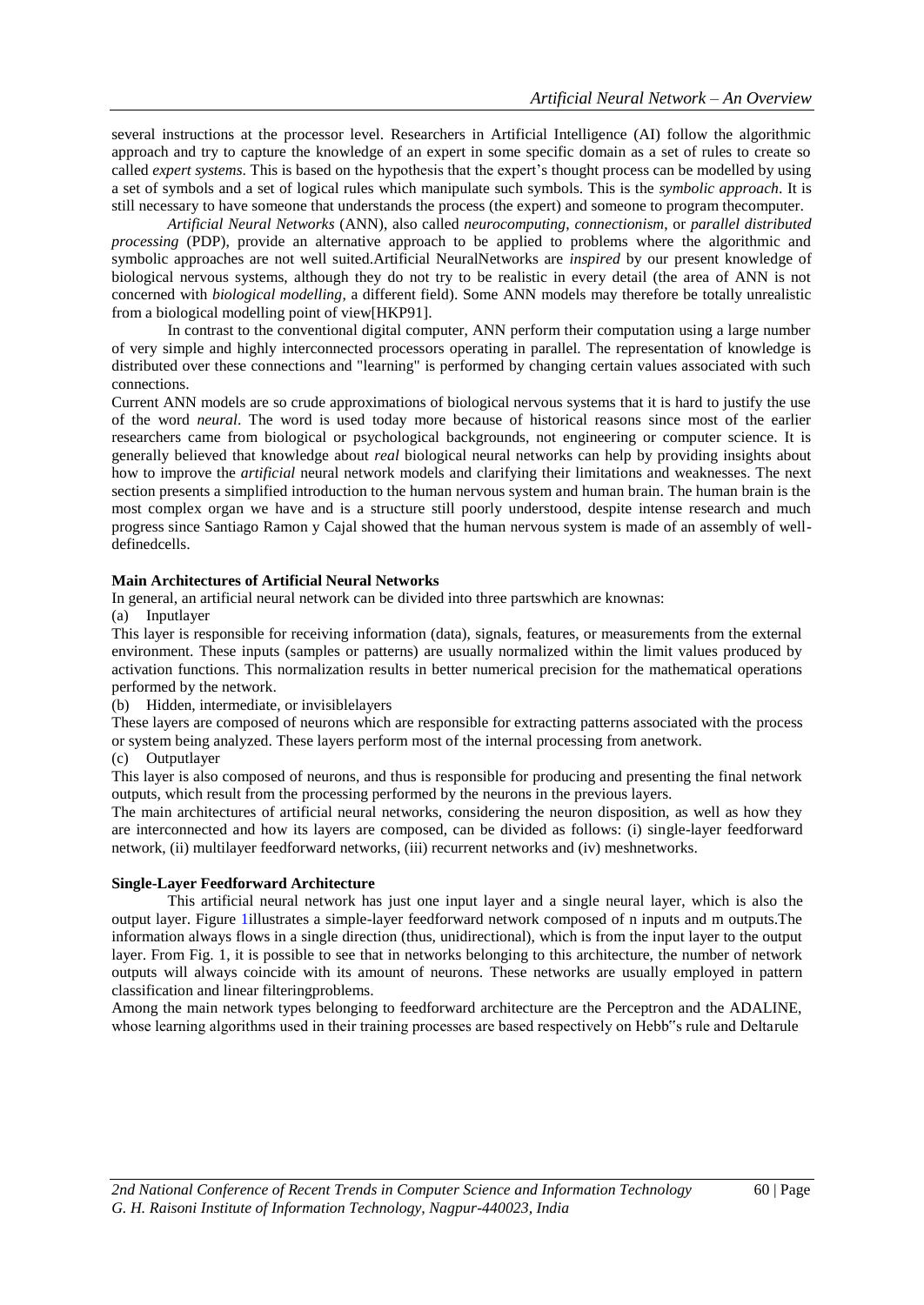several instructions at the processor level. Researchers in Artificial Intelligence (AI) follow the algorithmic approach and try to capture the knowledge of an expert in some specific domain as a set of rules to create so called *expert systems*. This is based on the hypothesis that the expert's thought process can be modelled by using a set of symbols and a set of logical rules which manipulate such symbols. This is the *symbolic approach*. It is still necessary to have someone that understands the process (the expert) and someone to program thecomputer.

*Artificial Neural Networks* (ANN), also called *neurocomputing*, *connectionism*, or *parallel distributed processing* (PDP), provide an alternative approach to be applied to problems where the algorithmic and symbolic approaches are not well suited.Artificial NeuralNetworks are *inspired* by our present knowledge of biological nervous systems, although they do not try to be realistic in every detail (the area of ANN is not concerned with *biological modelling*, a different field). Some ANN models may therefore be totally unrealistic from a biological modelling point of view[HKP91].

In contrast to the conventional digital computer, ANN perform their computation using a large number of very simple and highly interconnected processors operating in parallel. The representation of knowledge is distributed over these connections and "learning" is performed by changing certain values associated with such connections.

Current ANN models are so crude approximations of biological nervous systems that it is hard to justify the use of the word *neural*. The word is used today more because of historical reasons since most of the earlier researchers came from biological or psychological backgrounds, not engineering or computer science. It is generally believed that knowledge about *real* biological neural networks can help by providing insights about how to improve the *artificial* neural network models and clarifying their limitations and weaknesses. The next section presents a simplified introduction to the human nervous system and human brain. The human brain is the most complex organ we have and is a structure still poorly understood, despite intense research and much progress since Santiago Ramon y Cajal showed that the human nervous system is made of an assembly of well-definedcells.

**Main Architectures of Artificial Neural Networks**

In general, an artificial neural network can be divided into three partswhich are knownas:

(a) Inputlayer

This layer is responsible for receiving information (data), signals, features, or measurements from the external environment. These inputs (samples or patterns) are usually normalized within the limit values produced by activation functions. This normalization results in better numerical precision for the mathematical operations performed by the network.

(b) Hidden, intermediate, or invisiblelayers

These layers are composed of neurons which are responsible for extracting patterns associated with the process or system being analyzed. These layers perform most of the internal processing from anetwork.

(c) Outputlayer

This layer is also composed of neurons, and thus is responsible for producing and presenting the final network outputs, which result from the processing performed by the neurons in the previous layers.

The main architectures of artificial neural networks, considering the neuron disposition, as well as how they are interconnected and how its layers are composed, can be divided as follows: (i) single-layer feedforward network, (ii) multilayer feedforward networks, (iii) recurrent networks and (iv) meshnetworks.

**Single-Layer Feedforward Architecture**

This artificial neural network has just one input layer and a single neural layer, which is also the output layer. Figure 1illustrates a simple-layer feedforward network composed of n inputs and m outputs.The information always flows in a single direction (thus, unidirectional), which is from the input layer to the output layer. From Fig. 1, it is possible to see that in networks belonging to this architecture, the number of network outputs will always coincide with its amount of neurons. These networks are usually employed in pattern classification and linear filteringproblems.

Among the main network types belonging to feedforward architecture are the Perceptron and the ADALINE, whose learning algorithms used in their training processes are based respectively on Hebb"s rule and Deltarule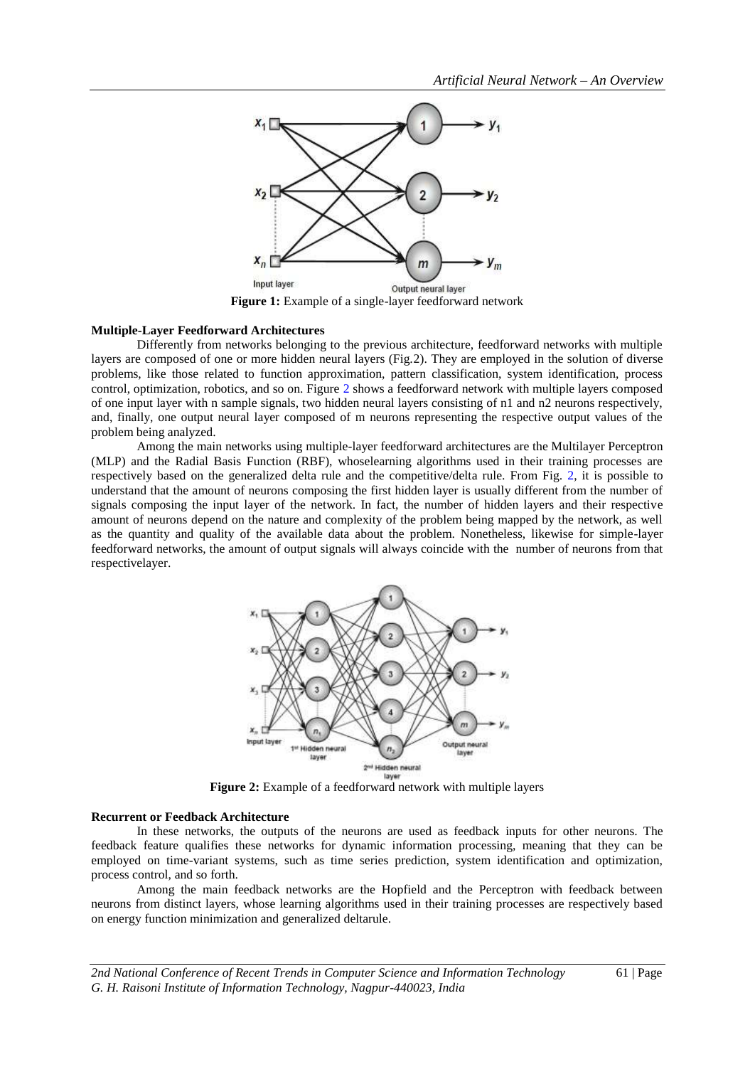**Figure 1:** Example of a single-layer feedforward network

**Multiple-Layer Feedforward Architectures**

Differently from networks belonging to the previous architecture, feedforward networks with multiple layers are composed of one or more hidden neural layers (Fig.2). They are employed in the solution of diverse problems, like those related to function approximation, pattern classification, system identification, process control, optimization, robotics, and so on. Figure 2 shows a feedforward network with multiple layers composed of one input layer with n sample signals, two hidden neural layers consisting of n1 and n2 neurons respectively, and, finally, one output neural layer composed of m neurons representing the respective output values of the problem being analyzed.

Among the main networks using multiple-layer feedforward architectures are the Multilayer Perceptron (MLP) and the Radial Basis Function (RBF), whoselearning algorithms used in their training processes are respectively based on the generalized delta rule and the competitive/delta rule. From Fig. 2, it is possible to understand that the amount of neurons composing the first hidden layer is usually different from the number of signals composing the input layer of the network. In fact, the number of hidden layers and their respective amount of neurons depend on the nature and complexity of the problem being mapped by the network, as well as the quantity and quality of the available data about the problem. Nonetheless, likewise for simple-layer feedforward networks, the amount of output signals will always coincide with the number of neurons from that respectivelayer.

**Figure 2:** Example of a feedforward network with multiple layers

**Recurrent or Feedback Architecture**

In these networks, the outputs of the neurons are used as feedback inputs for other neurons. The feedback feature qualifies these networks for dynamic information processing, meaning that they can be employed on time-variant systems, such as time series prediction, system identification and optimization, process control, and so forth.

Among the main feedback networks are the Hopfield and the Perceptron with feedback between neurons from distinct layers, whose learning algorithms used in their training processes are respectively based on energy function minimization and generalized deltarule.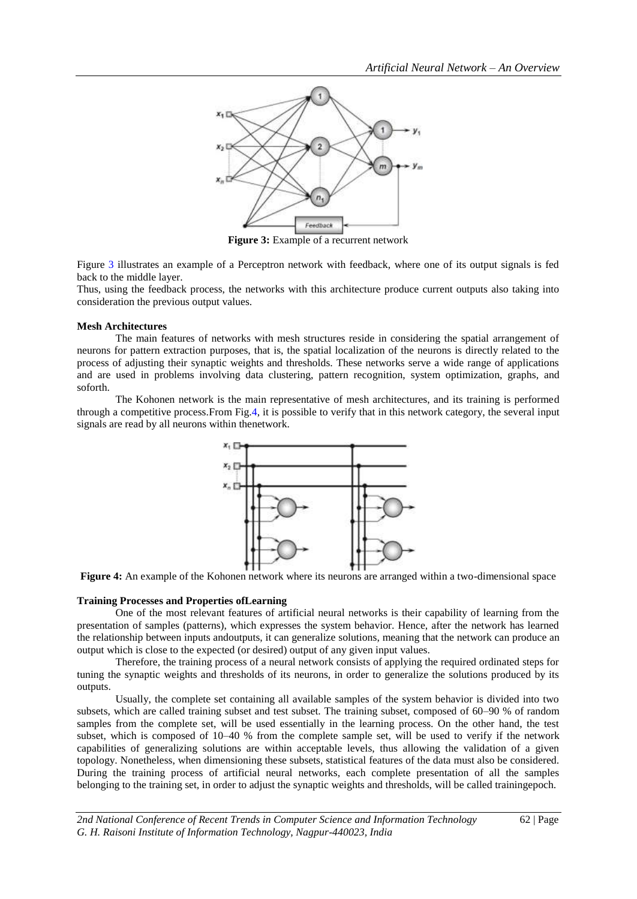**Figure 3:** Example of a recurrent network

Figure 3 illustrates an example of a Perceptron network with feedback, where one of its output signals is fed back to the middle layer.

Thus, using the feedback process, the networks with this architecture produce current outputs also taking into consideration the previous output values.

**Mesh Architectures**

The main features of networks with mesh structures reside in considering the spatial arrangement of neurons for pattern extraction purposes, that is, the spatial localization of the neurons is directly related to the process of adjusting their synaptic weights and thresholds. These networks serve a wide range of applications and are used in problems involving data clustering, pattern recognition, system optimization, graphs, and soforth.

The Kohonen network is the main representative of mesh architectures, and its training is performed through a competitive process.From Fig.4, it is possible to verify that in this network category, the several input signals are read by all neurons within thenetwork.

**Figure 4:** An example of the Kohonen network where its neurons are arranged within a two-dimensional space

**Training Processes and Properties ofLearning**

One of the most relevant features of artificial neural networks is their capability of learning from the presentation of samples (patterns), which expresses the system behavior. Hence, after the network has learned the relationship between inputs andoutputs, it can generalize solutions, meaning that the network can produce an output which is close to the expected (or desired) output of any given input values.

Therefore, the training process of a neural network consists of applying the required ordinated steps for tuning the synaptic weights and thresholds of its neurons, in order to generalize the solutions produced by its outputs.

Usually, the complete set containing all available samples of the system behavior is divided into two subsets, which are called training subset and test subset. The training subset, composed of 60–90 % of random samples from the complete set, will be used essentially in the learning process. On the other hand, the test subset, which is composed of 10–40 % from the complete sample set, will be used to verify if the network capabilities of generalizing solutions are within acceptable levels, thus allowing the validation of a given topology. Nonetheless, when dimensioning these subsets, statistical features of the data must also be considered. During the training process of artificial neural networks, each complete presentation of all the samples belonging to the training set, in order to adjust the synaptic weights and thresholds, will be called trainingepoch.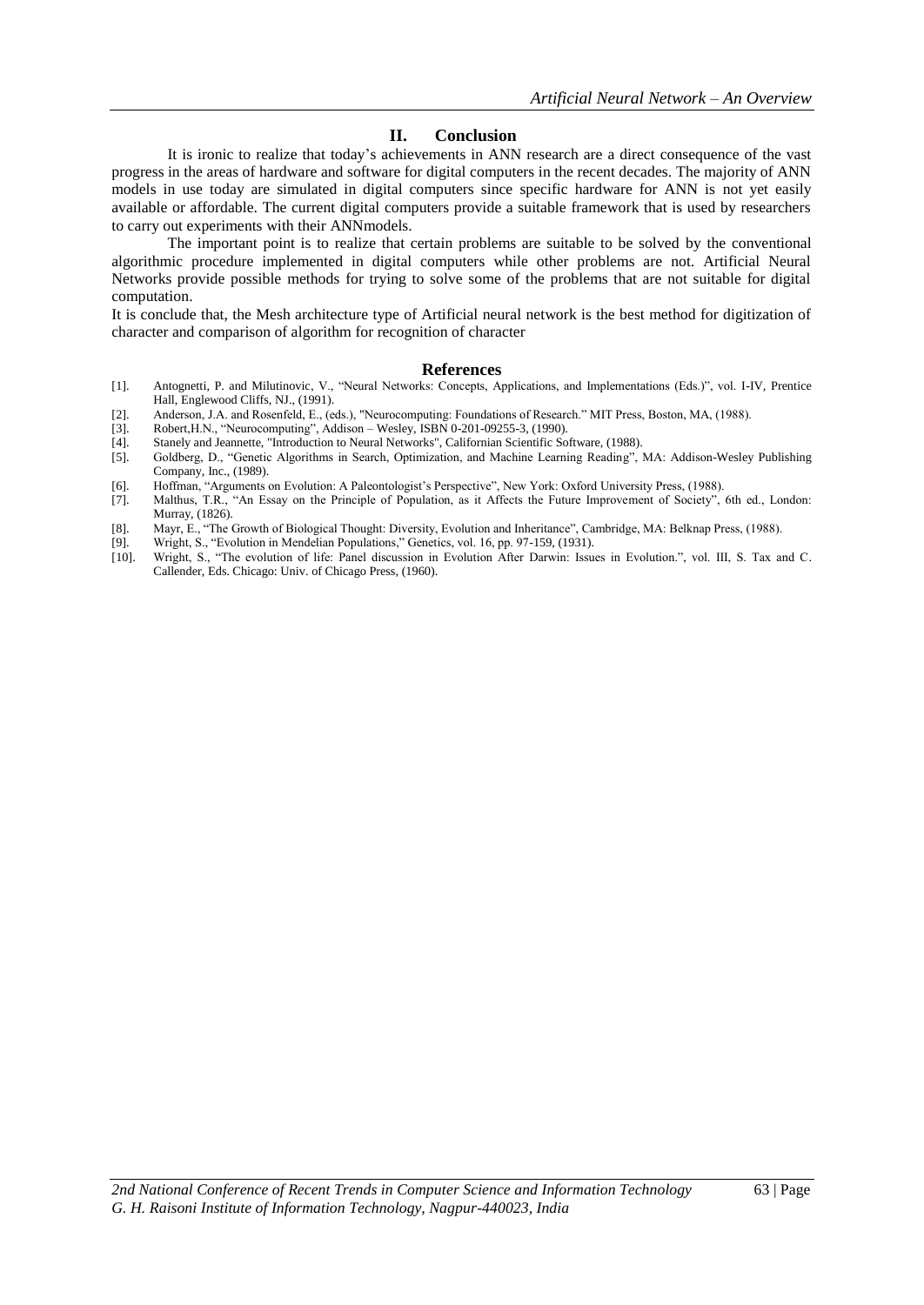## II. Conclusion

It is ironic to realize that today's achievements in ANN research are a direct consequence of the vast progress in the areas of hardware and software for digital computers in the recent decades. The majority of ANN models in use today are simulated in digital computers since specific hardware for ANN is not yet easily available or affordable. The current digital computers provide a suitable framework that is used by researchers to carry out experiments with their ANNmodels.

The important point is to realize that certain problems are suitable to be solved by the conventional algorithmic procedure implemented in digital computers while other problems are not. Artificial Neural Networks provide possible methods for trying to solve some of the problems that are not suitable for digital computation.

It is conclude that, the Mesh architecture type of Artificial neural network is the best method for digitization of character and comparison of algorithm for recognition of character

## References

[1]. Antognetti, P. and Milutinovic, V., "Neural Networks: Concepts, Applications, and Implementations (Eds.)", vol. I-IV, Prentice Hall, Englewood Cliffs, NJ., (1991).

[2]. Anderson, J.A. and Rosenfeld, E., (eds.), "Neurocomputing: Foundations of Research." MIT Press, Boston, MA, (1988).

[3]. Robert,H.N., "Neurocomputing", Addison – Wesley, ISBN 0-201-09255-3, (1990).

[4]. Stanely and Jeannette, "Introduction to Neural Networks", Californian Scientific Software, (1988).

[5]. Goldberg, D., "Genetic Algorithms in Search, Optimization, and Machine Learning Reading", MA: Addison-Wesley Publishing Company, Inc., (1989).

[6]. Hoffman, "Arguments on Evolution: A Paleontologist's Perspective", New York: Oxford University Press, (1988).

[7]. Malthus, T.R., "An Essay on the Principle of Population, as it Affects the Future Improvement of Society", 6th ed., London: Murray, (1826).

[8]. Mayr, E., "The Growth of Biological Thought: Diversity, Evolution and Inheritance", Cambridge, MA: Belknap Press, (1988).

[9]. Wright, S., "Evolution in Mendelian Populations," Genetics, vol. 16, pp. 97-159, (1931).

[10]. Wright, S., "The evolution of life: Panel discussion in Evolution After Darwin: Issues in Evolution.", vol. III, S. Tax and C. Callender, Eds. Chicago: Univ. of Chicago Press, (1960).